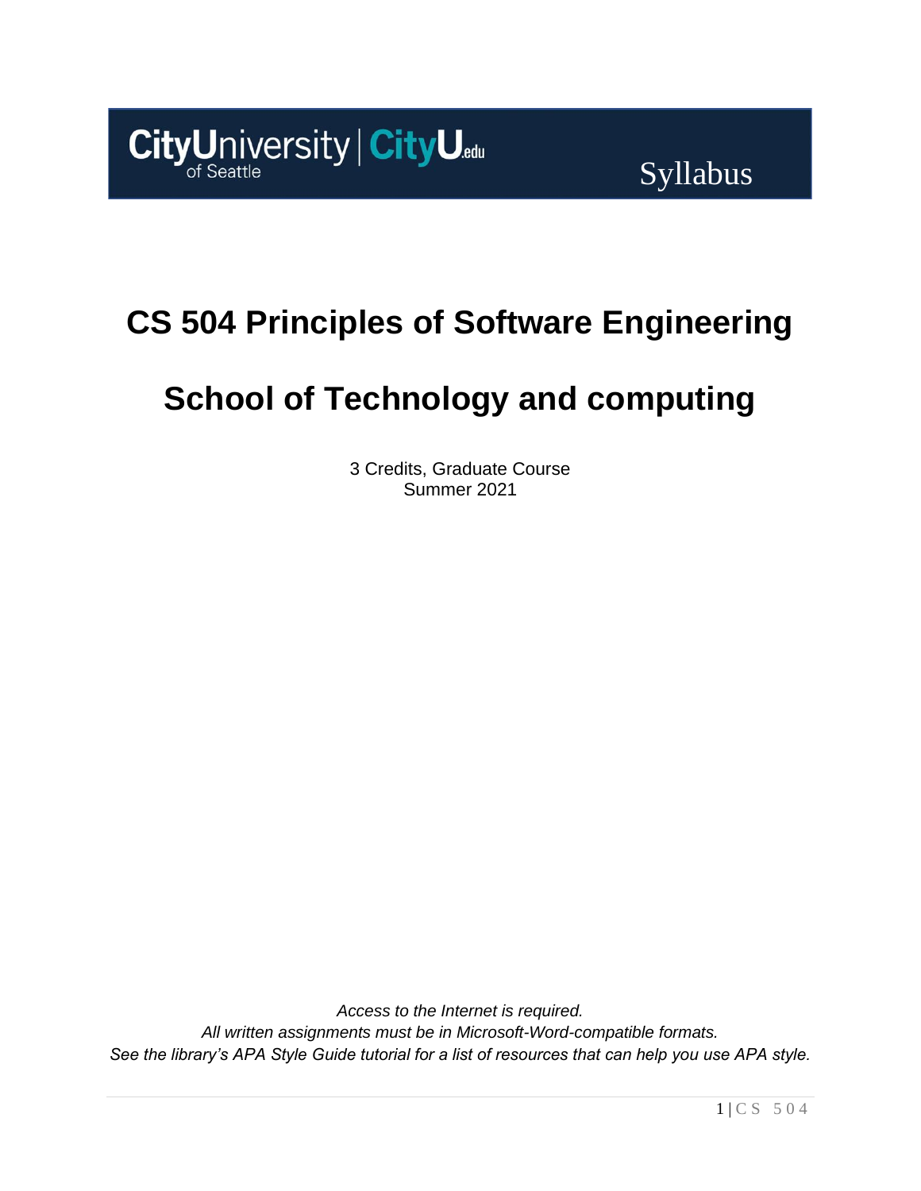CityUniversity of Seattle | CityU.edu

Syllabus

# CS 504 Principles of Software Engineering

# School of Technology and computing

3 Credits, Graduate Course
Summer 2021

*Access to the Internet is required.*
*All written assignments must be in Microsoft-Word-compatible formats.*
*See the library's APA Style Guide tutorial for a list of resources that can help you use APA style.*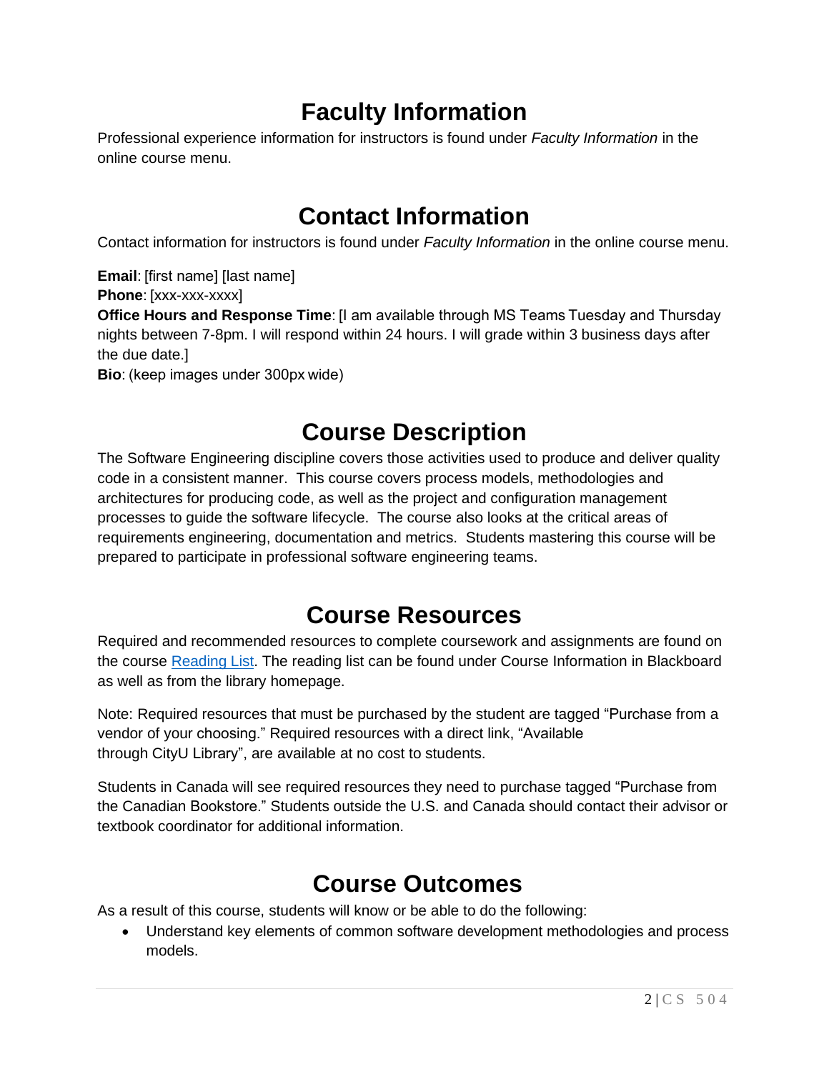# Faculty Information

Professional experience information for instructors is found under *Faculty Information* in the online course menu.

# Contact Information

Contact information for instructors is found under *Faculty Information* in the online course menu.

**Email**: [first name] [last name]
**Phone**: [xxx-xxx-xxxx]
**Office Hours and Response Time**: [I am available through MS Teams Tuesday and Thursday nights between 7-8pm. I will respond within 24 hours. I will grade within 3 business days after the due date.]
**Bio**: (keep images under 300px wide)

# Course Description

The Software Engineering discipline covers those activities used to produce and deliver quality code in a consistent manner. This course covers process models, methodologies and architectures for producing code, as well as the project and configuration management processes to guide the software lifecycle. The course also looks at the critical areas of requirements engineering, documentation and metrics. Students mastering this course will be prepared to participate in professional software engineering teams.

# Course Resources

Required and recommended resources to complete coursework and assignments are found on the course Reading List. The reading list can be found under Course Information in Blackboard as well as from the library homepage.

Note: Required resources that must be purchased by the student are tagged "Purchase from a vendor of your choosing." Required resources with a direct link, "Available through CityU Library", are available at no cost to students.

Students in Canada will see required resources they need to purchase tagged "Purchase from the Canadian Bookstore." Students outside the U.S. and Canada should contact their advisor or textbook coordinator for additional information.

# Course Outcomes

As a result of this course, students will know or be able to do the following:

- Understand key elements of common software development methodologies and process models.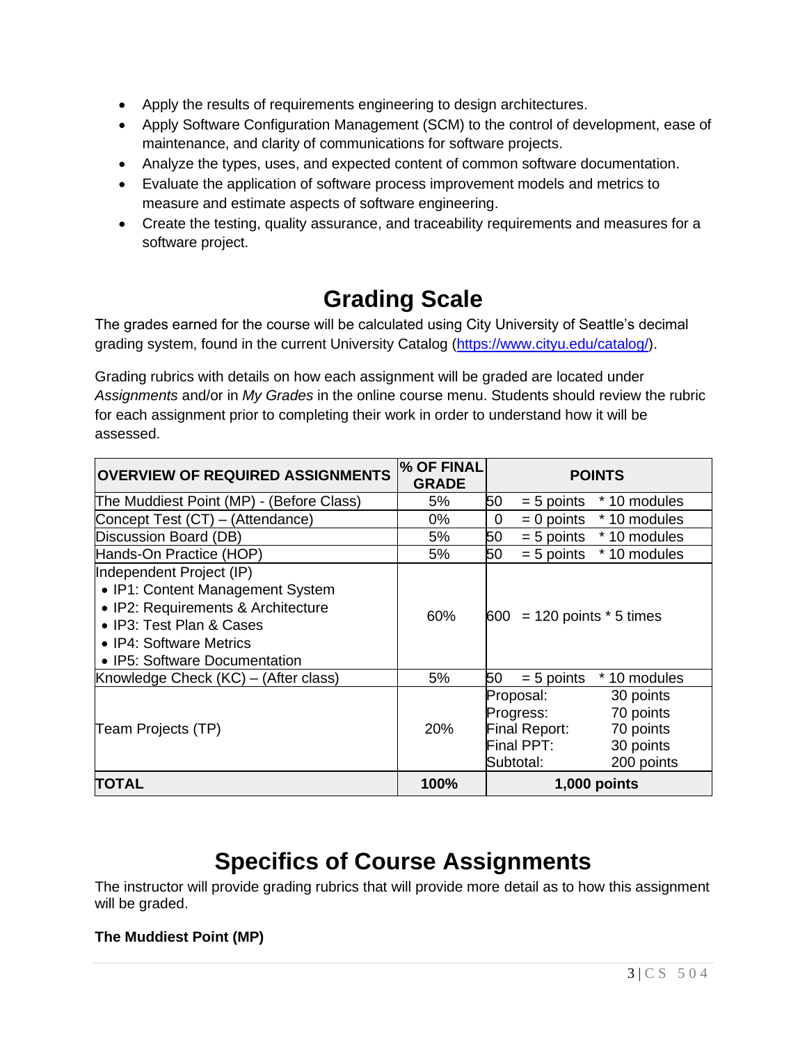- Apply the results of requirements engineering to design architectures.
- Apply Software Configuration Management (SCM) to the control of development, ease of maintenance, and clarity of communications for software projects.
- Analyze the types, uses, and expected content of common software documentation.
- Evaluate the application of software process improvement models and metrics to measure and estimate aspects of software engineering.
- Create the testing, quality assurance, and traceability requirements and measures for a software project.

# Grading Scale

The grades earned for the course will be calculated using City University of Seattle's decimal grading system, found in the current University Catalog (https://www.cityu.edu/catalog/).

Grading rubrics with details on how each assignment will be graded are located under *Assignments* and/or in *My Grades* in the online course menu. Students should review the rubric for each assignment prior to completing their work in order to understand how it will be assessed.

| OVERVIEW OF REQUIRED ASSIGNMENTS | % OF FINAL GRADE | POINTS |
|---|---|---|
| The Muddiest Point (MP) - (Before Class) | 5% | 50 = 5 points * 10 modules |
| Concept Test (CT) – (Attendance) | 0% | 0 = 0 points * 10 modules |
| Discussion Board (DB) | 5% | 50 = 5 points * 10 modules |
| Hands-On Practice (HOP) | 5% | 50 = 5 points * 10 modules |
| Independent Project (IP)<br>• IP1: Content Management System<br>• IP2: Requirements & Architecture<br>• IP3: Test Plan & Cases<br>• IP4: Software Metrics<br>• IP5: Software Documentation | 60% | 600 = 120 points * 5 times |
| Knowledge Check (KC) – (After class) | 5% | 50 = 5 points * 10 modules |
| Team Projects (TP) | 20% | Proposal: 30 points<br>Progress: 70 points<br>Final Report: 70 points<br>Final PPT: 30 points<br>Subtotal: 200 points |
| **TOTAL** | **100%** | **1,000 points** |

# Specifics of Course Assignments

The instructor will provide grading rubrics that will provide more detail as to how this assignment will be graded.

**The Muddiest Point (MP)**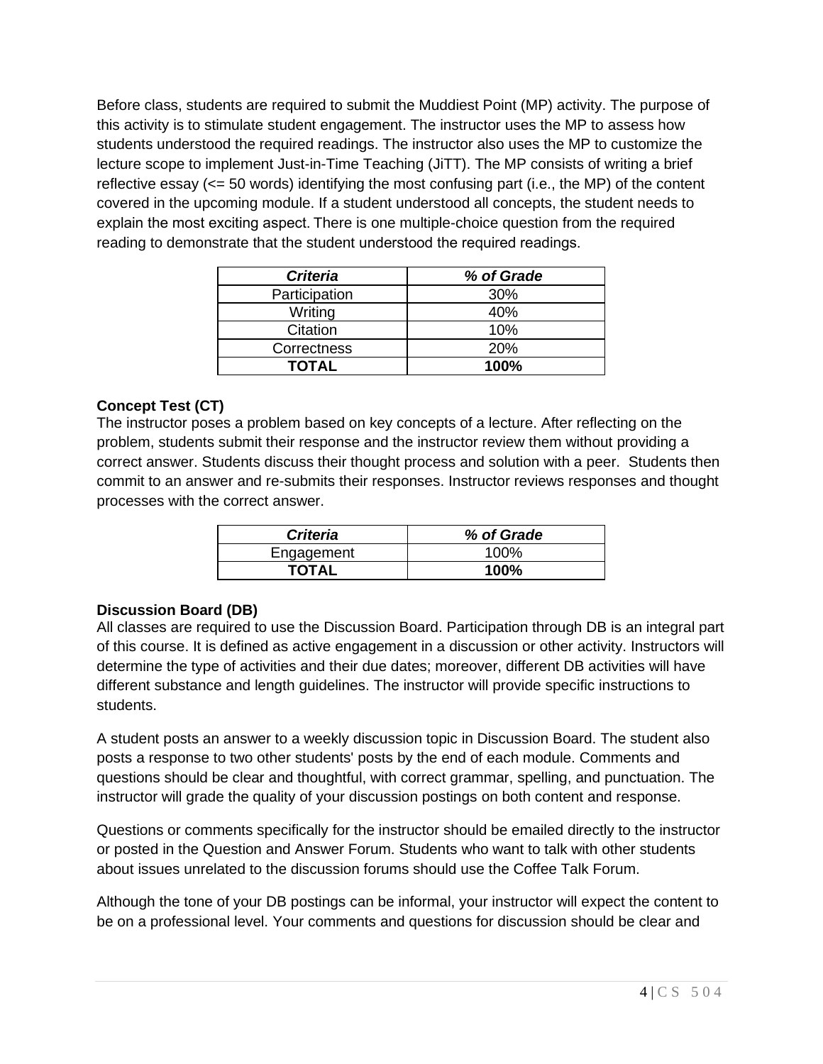Before class, students are required to submit the Muddiest Point (MP) activity. The purpose of this activity is to stimulate student engagement. The instructor uses the MP to assess how students understood the required readings. The instructor also uses the MP to customize the lecture scope to implement Just-in-Time Teaching (JiTT). The MP consists of writing a brief reflective essay (<= 50 words) identifying the most confusing part (i.e., the MP) of the content covered in the upcoming module. If a student understood all concepts, the student needs to explain the most exciting aspect. There is one multiple-choice question from the required reading to demonstrate that the student understood the required readings.

| ***Criteria*** | ***% of Grade*** |
| --- | --- |
| Participation | 30% |
| Writing | 40% |
| Citation | 10% |
| Correctness | 20% |
| **TOTAL** | **100%** |

**Concept Test (CT)**

The instructor poses a problem based on key concepts of a lecture. After reflecting on the problem, students submit their response and the instructor review them without providing a correct answer. Students discuss their thought process and solution with a peer. Students then commit to an answer and re-submits their responses. Instructor reviews responses and thought processes with the correct answer.

| ***Criteria*** | ***% of Grade*** |
| --- | --- |
| Engagement | 100% |
| **TOTAL** | **100%** |

**Discussion Board (DB)**

All classes are required to use the Discussion Board. Participation through DB is an integral part of this course. It is defined as active engagement in a discussion or other activity. Instructors will determine the type of activities and their due dates; moreover, different DB activities will have different substance and length guidelines. The instructor will provide specific instructions to students.

A student posts an answer to a weekly discussion topic in Discussion Board. The student also posts a response to two other students' posts by the end of each module. Comments and questions should be clear and thoughtful, with correct grammar, spelling, and punctuation. The instructor will grade the quality of your discussion postings on both content and response.

Questions or comments specifically for the instructor should be emailed directly to the instructor or posted in the Question and Answer Forum. Students who want to talk with other students about issues unrelated to the discussion forums should use the Coffee Talk Forum.

Although the tone of your DB postings can be informal, your instructor will expect the content to be on a professional level. Your comments and questions for discussion should be clear and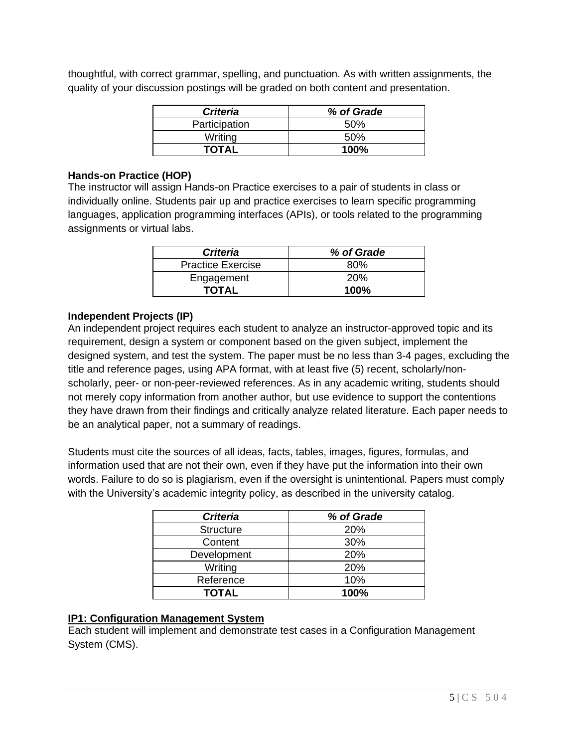thoughtful, with correct grammar, spelling, and punctuation. As with written assignments, the quality of your discussion postings will be graded on both content and presentation.

| ***Criteria*** | ***% of Grade*** |
|---|---|
| Participation | 50% |
| Writing | 50% |
| **TOTAL** | **100%** |

**Hands-on Practice (HOP)**

The instructor will assign Hands-on Practice exercises to a pair of students in class or individually online. Students pair up and practice exercises to learn specific programming languages, application programming interfaces (APIs), or tools related to the programming assignments or virtual labs.

| ***Criteria*** | ***% of Grade*** |
|---|---|
| Practice Exercise | 80% |
| Engagement | 20% |
| **TOTAL** | **100%** |

**Independent Projects (IP)**

An independent project requires each student to analyze an instructor-approved topic and its requirement, design a system or component based on the given subject, implement the designed system, and test the system. The paper must be no less than 3-4 pages, excluding the title and reference pages, using APA format, with at least five (5) recent, scholarly/non-scholarly, peer- or non-peer-reviewed references. As in any academic writing, students should not merely copy information from another author, but use evidence to support the contentions they have drawn from their findings and critically analyze related literature. Each paper needs to be an analytical paper, not a summary of readings.

Students must cite the sources of all ideas, facts, tables, images, figures, formulas, and information used that are not their own, even if they have put the information into their own words. Failure to do so is plagiarism, even if the oversight is unintentional. Papers must comply with the University's academic integrity policy, as described in the university catalog.

| ***Criteria*** | ***% of Grade*** |
|---|---|
| Structure | 20% |
| Content | 30% |
| Development | 20% |
| Writing | 20% |
| Reference | 10% |
| **TOTAL** | **100%** |

**IP1: Configuration Management System**

Each student will implement and demonstrate test cases in a Configuration Management System (CMS).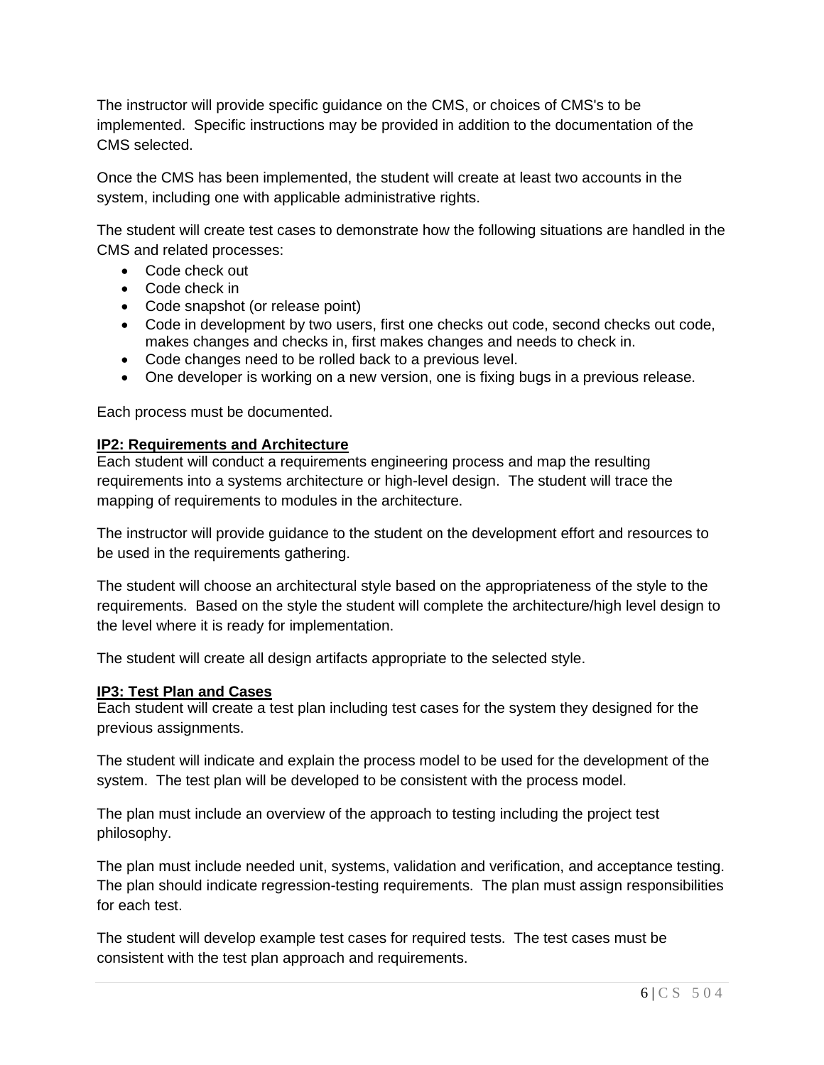The instructor will provide specific guidance on the CMS, or choices of CMS's to be implemented. Specific instructions may be provided in addition to the documentation of the CMS selected.

Once the CMS has been implemented, the student will create at least two accounts in the system, including one with applicable administrative rights.

The student will create test cases to demonstrate how the following situations are handled in the CMS and related processes:

- Code check out
- Code check in
- Code snapshot (or release point)
- Code in development by two users, first one checks out code, second checks out code, makes changes and checks in, first makes changes and needs to check in.
- Code changes need to be rolled back to a previous level.
- One developer is working on a new version, one is fixing bugs in a previous release.

Each process must be documented.

**IP2: Requirements and Architecture**

Each student will conduct a requirements engineering process and map the resulting requirements into a systems architecture or high-level design. The student will trace the mapping of requirements to modules in the architecture.

The instructor will provide guidance to the student on the development effort and resources to be used in the requirements gathering.

The student will choose an architectural style based on the appropriateness of the style to the requirements. Based on the style the student will complete the architecture/high level design to the level where it is ready for implementation.

The student will create all design artifacts appropriate to the selected style.

**IP3: Test Plan and Cases**

Each student will create a test plan including test cases for the system they designed for the previous assignments.

The student will indicate and explain the process model to be used for the development of the system. The test plan will be developed to be consistent with the process model.

The plan must include an overview of the approach to testing including the project test philosophy.

The plan must include needed unit, systems, validation and verification, and acceptance testing. The plan should indicate regression-testing requirements. The plan must assign responsibilities for each test.

The student will develop example test cases for required tests. The test cases must be consistent with the test plan approach and requirements.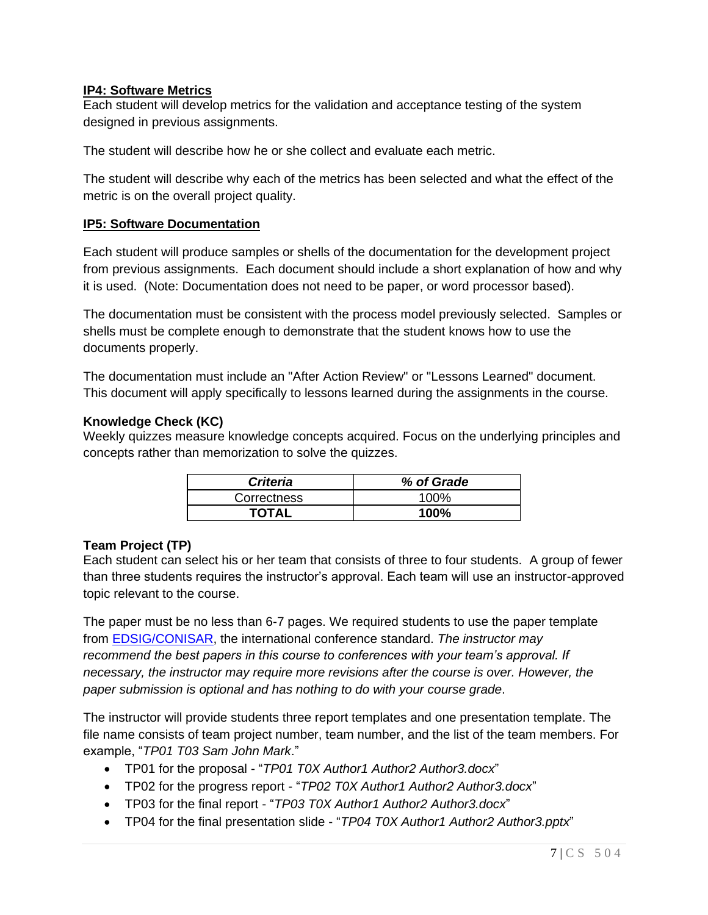**IP4: Software Metrics**

Each student will develop metrics for the validation and acceptance testing of the system designed in previous assignments.

The student will describe how he or she collect and evaluate each metric.

The student will describe why each of the metrics has been selected and what the effect of the metric is on the overall project quality.

**IP5: Software Documentation**

Each student will produce samples or shells of the documentation for the development project from previous assignments. Each document should include a short explanation of how and why it is used. (Note: Documentation does not need to be paper, or word processor based).

The documentation must be consistent with the process model previously selected. Samples or shells must be complete enough to demonstrate that the student knows how to use the documents properly.

The documentation must include an "After Action Review" or "Lessons Learned" document. This document will apply specifically to lessons learned during the assignments in the course.

**Knowledge Check (KC)**

Weekly quizzes measure knowledge concepts acquired. Focus on the underlying principles and concepts rather than memorization to solve the quizzes.

| ***Criteria*** | ***% of Grade*** |
|---|---|
| Correctness | 100% |
| **TOTAL** | **100%** |

**Team Project (TP)**

Each student can select his or her team that consists of three to four students. A group of fewer than three students requires the instructor's approval. Each team will use an instructor-approved topic relevant to the course.

The paper must be no less than 6-7 pages. We required students to use the paper template from EDSIG/CONISAR, the international conference standard. *The instructor may recommend the best papers in this course to conferences with your team's approval. If necessary, the instructor may require more revisions after the course is over. However, the paper submission is optional and has nothing to do with your course grade*.

The instructor will provide students three report templates and one presentation template. The file name consists of team project number, team number, and the list of the team members. For example, "*TP01 T03 Sam John Mark*."

- TP01 for the proposal - "*TP01 T0X Author1 Author2 Author3.docx*"
- TP02 for the progress report - "*TP02 T0X Author1 Author2 Author3.docx*"
- TP03 for the final report - "*TP03 T0X Author1 Author2 Author3.docx*"
- TP04 for the final presentation slide - "*TP04 T0X Author1 Author2 Author3.pptx*"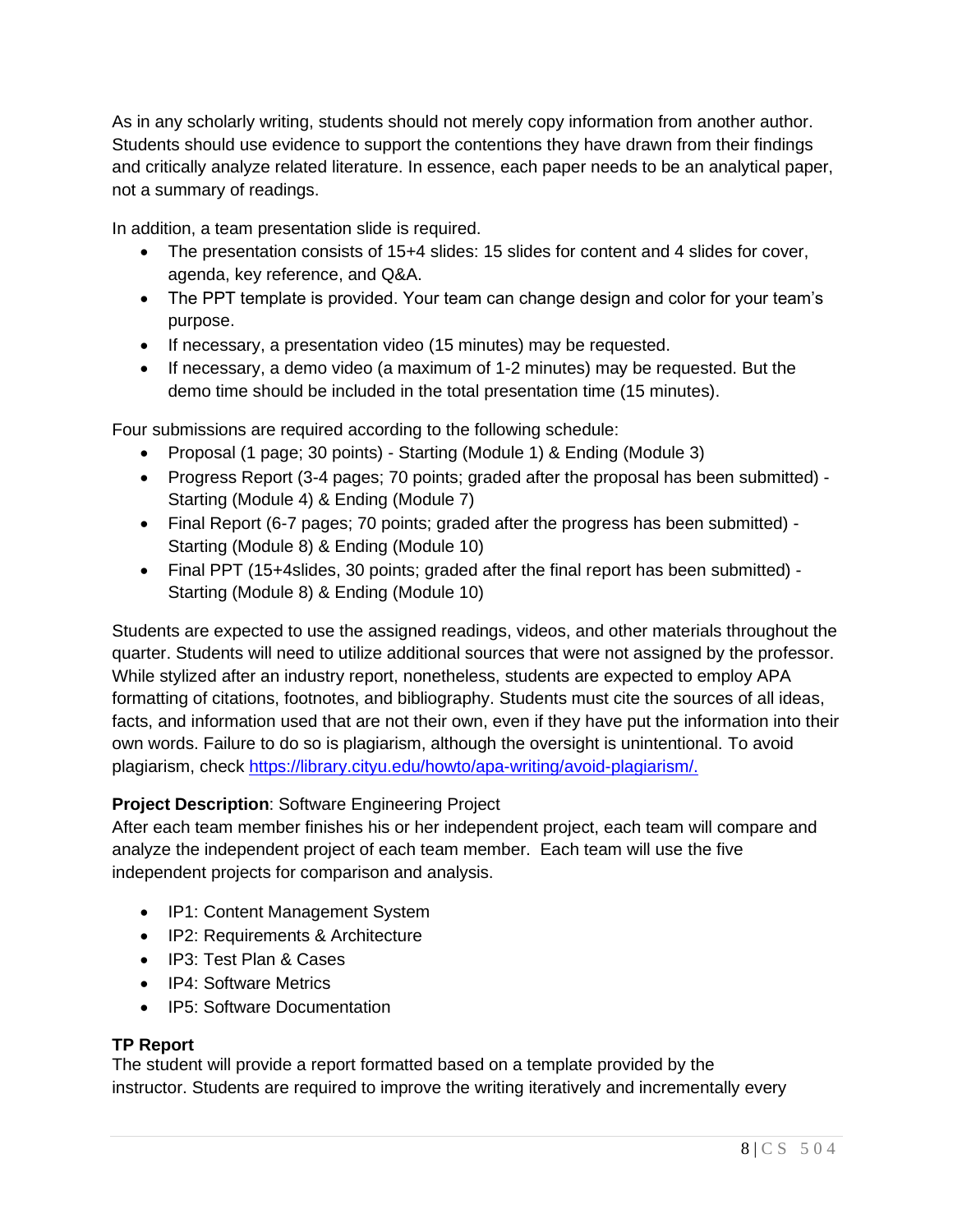As in any scholarly writing, students should not merely copy information from another author. Students should use evidence to support the contentions they have drawn from their findings and critically analyze related literature. In essence, each paper needs to be an analytical paper, not a summary of readings.

In addition, a team presentation slide is required.

- The presentation consists of 15+4 slides: 15 slides for content and 4 slides for cover, agenda, key reference, and Q&A.
- The PPT template is provided. Your team can change design and color for your team's purpose.
- If necessary, a presentation video (15 minutes) may be requested.
- If necessary, a demo video (a maximum of 1-2 minutes) may be requested. But the demo time should be included in the total presentation time (15 minutes).

Four submissions are required according to the following schedule:

- Proposal (1 page; 30 points) - Starting (Module 1) & Ending (Module 3)
- Progress Report (3-4 pages; 70 points; graded after the proposal has been submitted) - Starting (Module 4) & Ending (Module 7)
- Final Report (6-7 pages; 70 points; graded after the progress has been submitted) - Starting (Module 8) & Ending (Module 10)
- Final PPT (15+4slides, 30 points; graded after the final report has been submitted) - Starting (Module 8) & Ending (Module 10)

Students are expected to use the assigned readings, videos, and other materials throughout the quarter. Students will need to utilize additional sources that were not assigned by the professor. While stylized after an industry report, nonetheless, students are expected to employ APA formatting of citations, footnotes, and bibliography. Students must cite the sources of all ideas, facts, and information used that are not their own, even if they have put the information into their own words. Failure to do so is plagiarism, although the oversight is unintentional. To avoid plagiarism, check https://library.cityu.edu/howto/apa-writing/avoid-plagiarism/.

**Project Description**: Software Engineering Project

After each team member finishes his or her independent project, each team will compare and analyze the independent project of each team member. Each team will use the five independent projects for comparison and analysis.

- IP1: Content Management System
- IP2: Requirements & Architecture
- IP3: Test Plan & Cases
- IP4: Software Metrics
- IP5: Software Documentation

**TP Report**

The student will provide a report formatted based on a template provided by the instructor. Students are required to improve the writing iteratively and incrementally every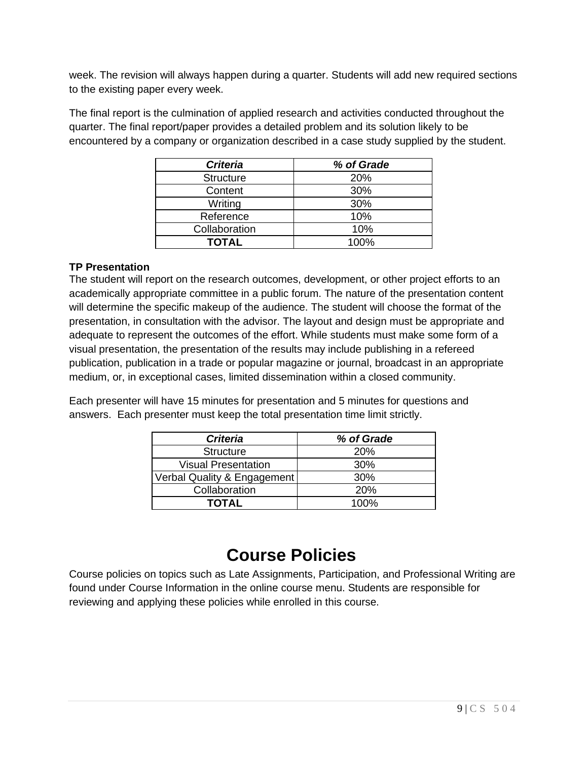week. The revision will always happen during a quarter. Students will add new required sections to the existing paper every week.

The final report is the culmination of applied research and activities conducted throughout the quarter. The final report/paper provides a detailed problem and its solution likely to be encountered by a company or organization described in a case study supplied by the student.

| ***Criteria*** | ***% of Grade*** |
|---|---|
| Structure | 20% |
| Content | 30% |
| Writing | 30% |
| Reference | 10% |
| Collaboration | 10% |
| **TOTAL** | 100% |

**TP Presentation**

The student will report on the research outcomes, development, or other project efforts to an academically appropriate committee in a public forum. The nature of the presentation content will determine the specific makeup of the audience. The student will choose the format of the presentation, in consultation with the advisor. The layout and design must be appropriate and adequate to represent the outcomes of the effort. While students must make some form of a visual presentation, the presentation of the results may include publishing in a refereed publication, publication in a trade or popular magazine or journal, broadcast in an appropriate medium, or, in exceptional cases, limited dissemination within a closed community.

Each presenter will have 15 minutes for presentation and 5 minutes for questions and answers. Each presenter must keep the total presentation time limit strictly.

| ***Criteria*** | ***% of Grade*** |
|---|---|
| Structure | 20% |
| Visual Presentation | 30% |
| Verbal Quality & Engagement | 30% |
| Collaboration | 20% |
| **TOTAL** | 100% |

# Course Policies

Course policies on topics such as Late Assignments, Participation, and Professional Writing are found under Course Information in the online course menu. Students are responsible for reviewing and applying these policies while enrolled in this course.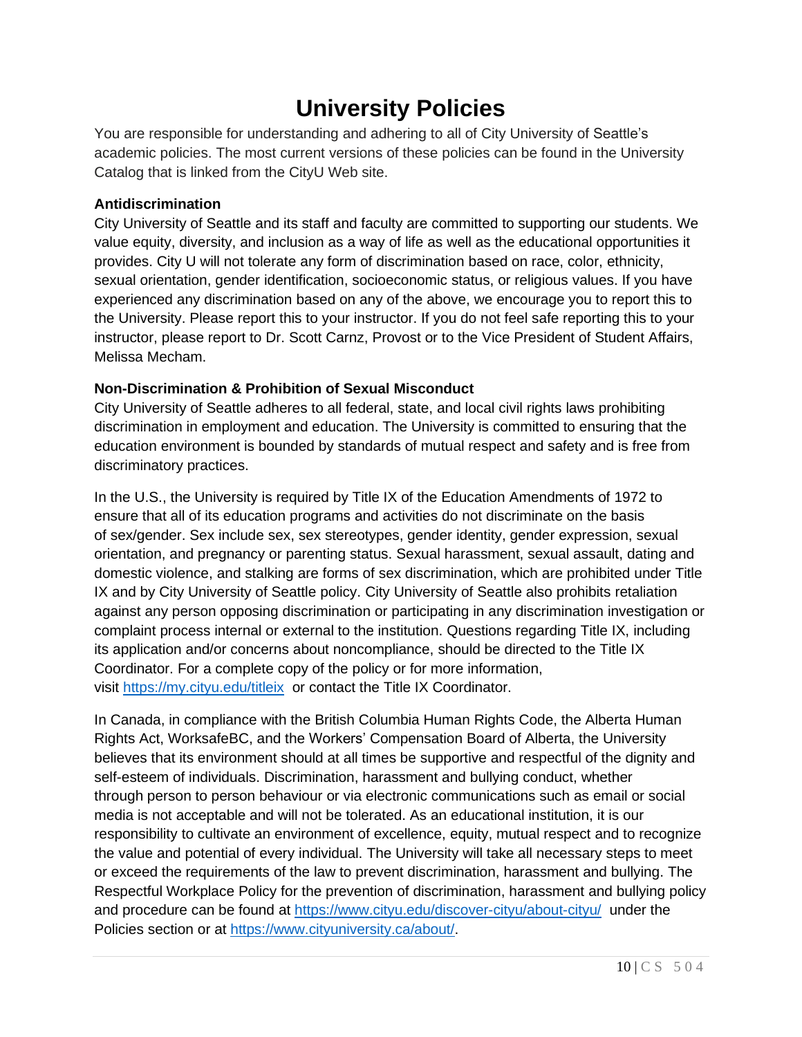# University Policies

You are responsible for understanding and adhering to all of City University of Seattle's academic policies. The most current versions of these policies can be found in the University Catalog that is linked from the CityU Web site.

**Antidiscrimination**

City University of Seattle and its staff and faculty are committed to supporting our students. We value equity, diversity, and inclusion as a way of life as well as the educational opportunities it provides. City U will not tolerate any form of discrimination based on race, color, ethnicity, sexual orientation, gender identification, socioeconomic status, or religious values. If you have experienced any discrimination based on any of the above, we encourage you to report this to the University. Please report this to your instructor. If you do not feel safe reporting this to your instructor, please report to Dr. Scott Carnz, Provost or to the Vice President of Student Affairs, Melissa Mecham.

**Non-Discrimination & Prohibition of Sexual Misconduct**

City University of Seattle adheres to all federal, state, and local civil rights laws prohibiting discrimination in employment and education. The University is committed to ensuring that the education environment is bounded by standards of mutual respect and safety and is free from discriminatory practices.

In the U.S., the University is required by Title IX of the Education Amendments of 1972 to ensure that all of its education programs and activities do not discriminate on the basis of sex/gender. Sex include sex, sex stereotypes, gender identity, gender expression, sexual orientation, and pregnancy or parenting status. Sexual harassment, sexual assault, dating and domestic violence, and stalking are forms of sex discrimination, which are prohibited under Title IX and by City University of Seattle policy. City University of Seattle also prohibits retaliation against any person opposing discrimination or participating in any discrimination investigation or complaint process internal or external to the institution. Questions regarding Title IX, including its application and/or concerns about noncompliance, should be directed to the Title IX Coordinator. For a complete copy of the policy or for more information, visit https://my.cityu.edu/titleix or contact the Title IX Coordinator.

In Canada, in compliance with the British Columbia Human Rights Code, the Alberta Human Rights Act, WorksafeBC, and the Workers' Compensation Board of Alberta, the University believes that its environment should at all times be supportive and respectful of the dignity and self-esteem of individuals. Discrimination, harassment and bullying conduct, whether through person to person behaviour or via electronic communications such as email or social media is not acceptable and will not be tolerated. As an educational institution, it is our responsibility to cultivate an environment of excellence, equity, mutual respect and to recognize the value and potential of every individual. The University will take all necessary steps to meet or exceed the requirements of the law to prevent discrimination, harassment and bullying. The Respectful Workplace Policy for the prevention of discrimination, harassment and bullying policy and procedure can be found at https://www.cityu.edu/discover-cityu/about-cityu/ under the Policies section or at https://www.cityuniversity.ca/about/.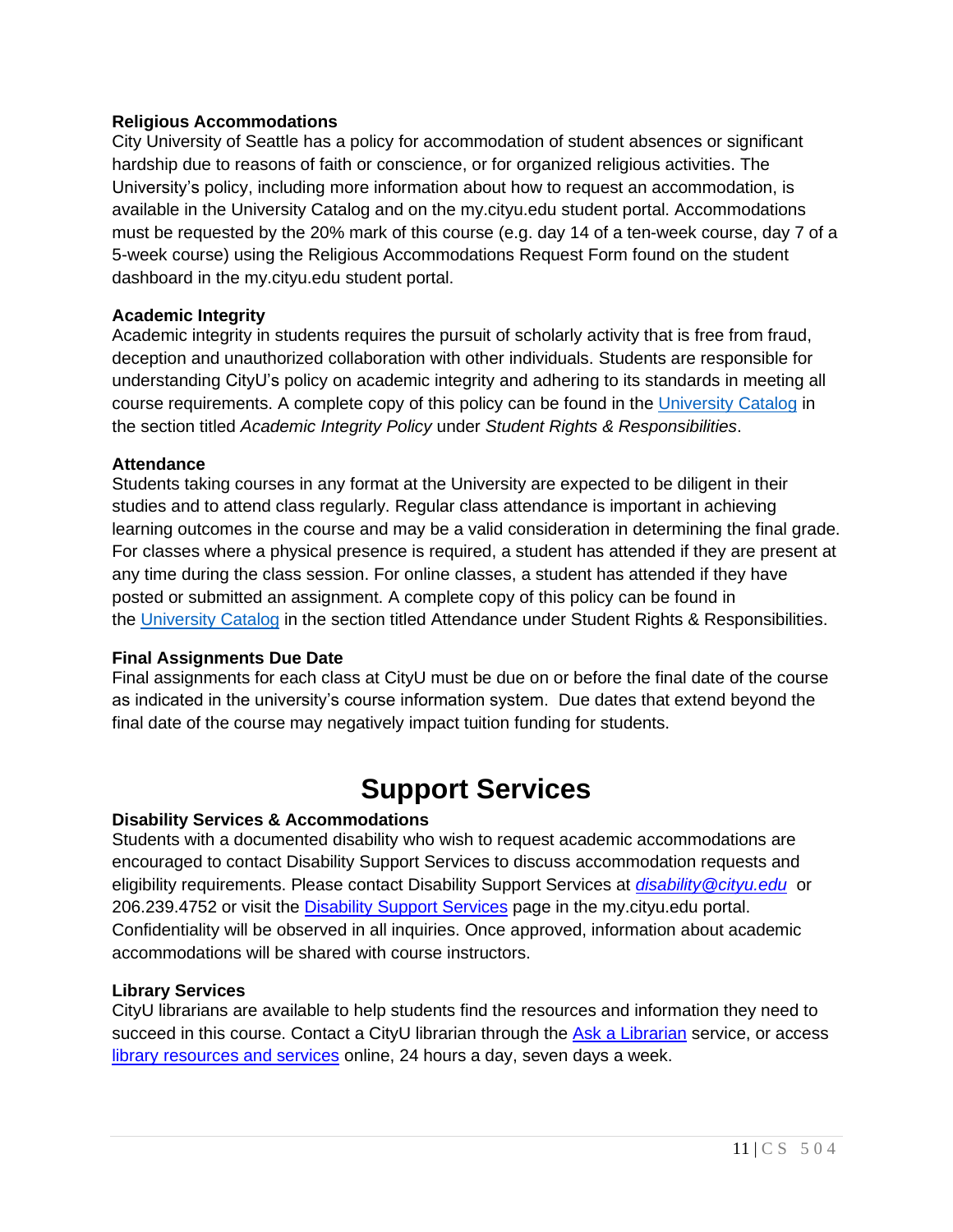### Religious Accommodations

City University of Seattle has a policy for accommodation of student absences or significant hardship due to reasons of faith or conscience, or for organized religious activities. The University's policy, including more information about how to request an accommodation, is available in the University Catalog and on the my.cityu.edu student portal. Accommodations must be requested by the 20% mark of this course (e.g. day 14 of a ten-week course, day 7 of a 5-week course) using the Religious Accommodations Request Form found on the student dashboard in the my.cityu.edu student portal.

### Academic Integrity

Academic integrity in students requires the pursuit of scholarly activity that is free from fraud, deception and unauthorized collaboration with other individuals. Students are responsible for understanding CityU's policy on academic integrity and adhering to its standards in meeting all course requirements. A complete copy of this policy can be found in the University Catalog in the section titled *Academic Integrity Policy* under *Student Rights & Responsibilities*.

### Attendance

Students taking courses in any format at the University are expected to be diligent in their studies and to attend class regularly. Regular class attendance is important in achieving learning outcomes in the course and may be a valid consideration in determining the final grade. For classes where a physical presence is required, a student has attended if they are present at any time during the class session. For online classes, a student has attended if they have posted or submitted an assignment. A complete copy of this policy can be found in the University Catalog in the section titled Attendance under Student Rights & Responsibilities.

### Final Assignments Due Date

Final assignments for each class at CityU must be due on or before the final date of the course as indicated in the university's course information system. Due dates that extend beyond the final date of the course may negatively impact tuition funding for students.

## Support Services

### Disability Services & Accommodations

Students with a documented disability who wish to request academic accommodations are encouraged to contact Disability Support Services to discuss accommodation requests and eligibility requirements. Please contact Disability Support Services at *disability@cityu.edu* or 206.239.4752 or visit the Disability Support Services page in the my.cityu.edu portal. Confidentiality will be observed in all inquiries. Once approved, information about academic accommodations will be shared with course instructors.

### Library Services

CityU librarians are available to help students find the resources and information they need to succeed in this course. Contact a CityU librarian through the Ask a Librarian service, or access library resources and services online, 24 hours a day, seven days a week.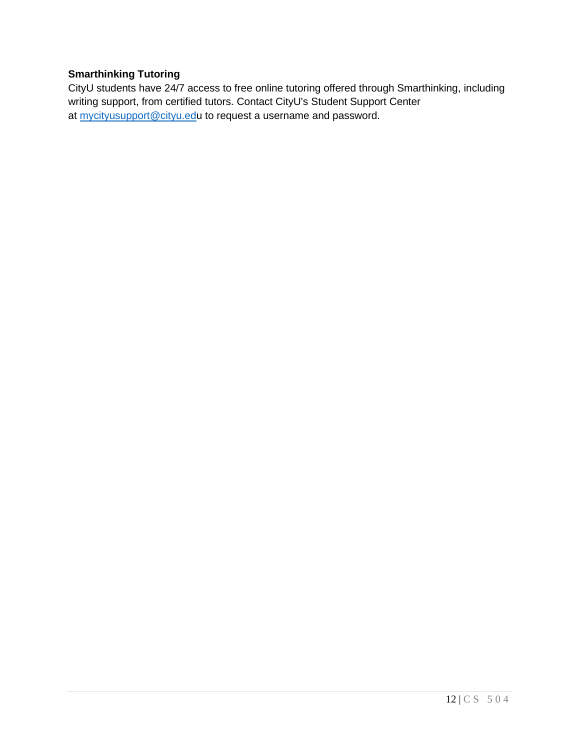**Smarthinking Tutoring**

CityU students have 24/7 access to free online tutoring offered through Smarthinking, including writing support, from certified tutors. Contact CityU's Student Support Center at mycityusupport@cityu.edu to request a username and password.